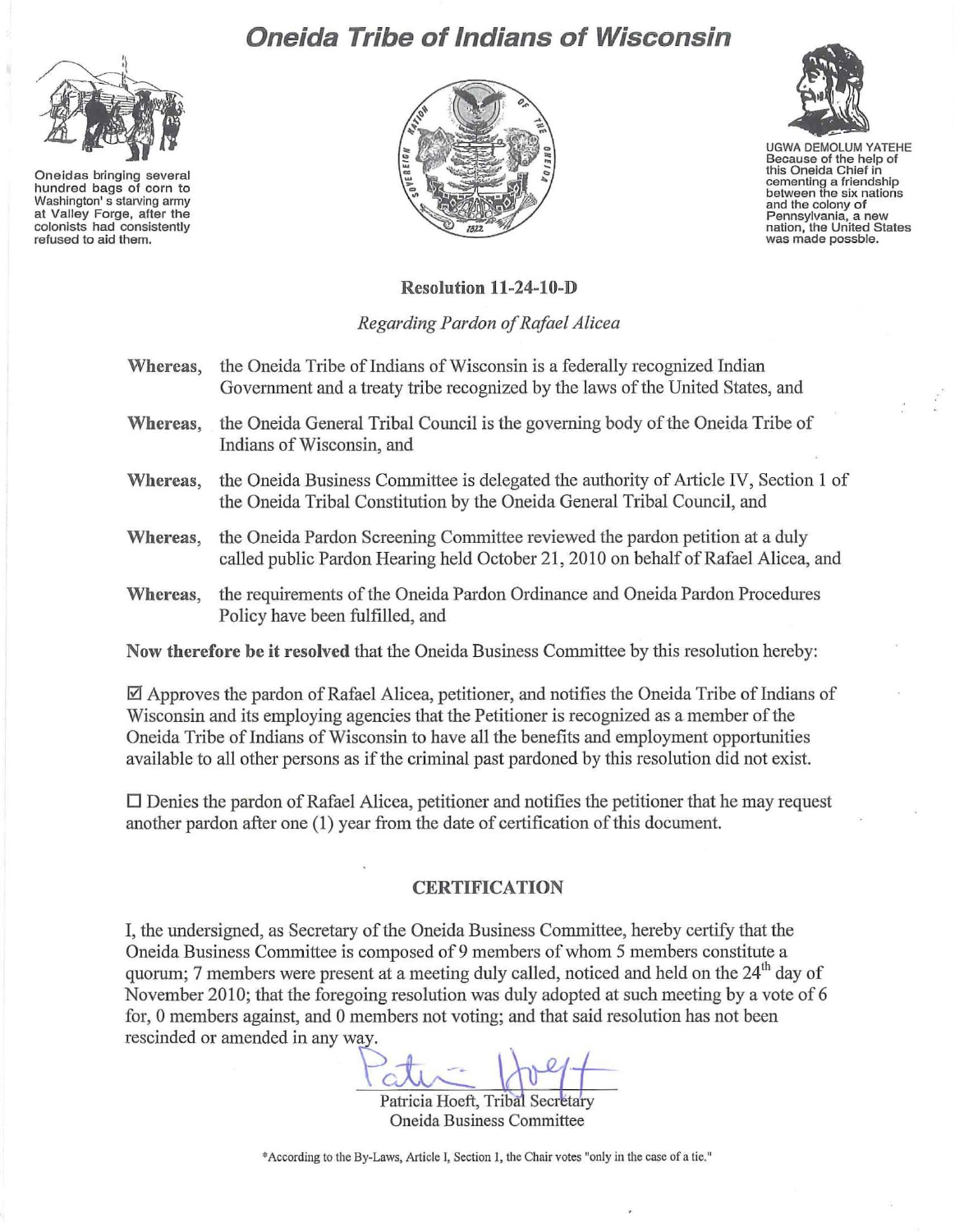# Oneida Tribe of Indians of Wisconsin

Oneidas bringing several hundred bags of corn to Washington' s starving army at Valley Forge, after the colonists had consistently refused to aid them.

UGWA DEMOLUM YATEHE
Because of the help of this Oneida Chief in cementing a friendship between the six nations and the colony of Pennsylvania, a new nation, the United States was made possble.

## Resolution 11-24-10-D

*Regarding Pardon of Rafael Alicea*

**Whereas,** the Oneida Tribe of Indians of Wisconsin is a federally recognized Indian Government and a treaty tribe recognized by the laws of the United States, and

**Whereas,** the Oneida General Tribal Council is the governing body of the Oneida Tribe of Indians of Wisconsin, and

**Whereas,** the Oneida Business Committee is delegated the authority of Article IV, Section 1 of the Oneida Tribal Constitution by the Oneida General Tribal Council, and

**Whereas,** the Oneida Pardon Screening Committee reviewed the pardon petition at a duly called public Pardon Hearing held October 21, 2010 on behalf of Rafael Alicea, and

**Whereas,** the requirements of the Oneida Pardon Ordinance and Oneida Pardon Procedures Policy have been fulfilled, and

**Now therefore be it resolved** that the Oneida Business Committee by this resolution hereby:

☑ Approves the pardon of Rafael Alicea, petitioner, and notifies the Oneida Tribe of Indians of Wisconsin and its employing agencies that the Petitioner is recognized as a member of the Oneida Tribe of Indians of Wisconsin to have all the benefits and employment opportunities available to all other persons as if the criminal past pardoned by this resolution did not exist.

☐ Denies the pardon of Rafael Alicea, petitioner and notifies the petitioner that he may request another pardon after one (1) year from the date of certification of this document.

## CERTIFICATION

I, the undersigned, as Secretary of the Oneida Business Committee, hereby certify that the Oneida Business Committee is composed of 9 members of whom 5 members constitute a quorum; 7 members were present at a meeting duly called, noticed and held on the 24th day of November 2010; that the foregoing resolution was duly adopted at such meeting by a vote of 6 for, 0 members against, and 0 members not voting; and that said resolution has not been rescinded or amended in any way.

Patricia Hoeft, Tribal Secretary
Oneida Business Committee

*According to the By-Laws, Article I, Section 1, the Chair votes "only in the case of a tie."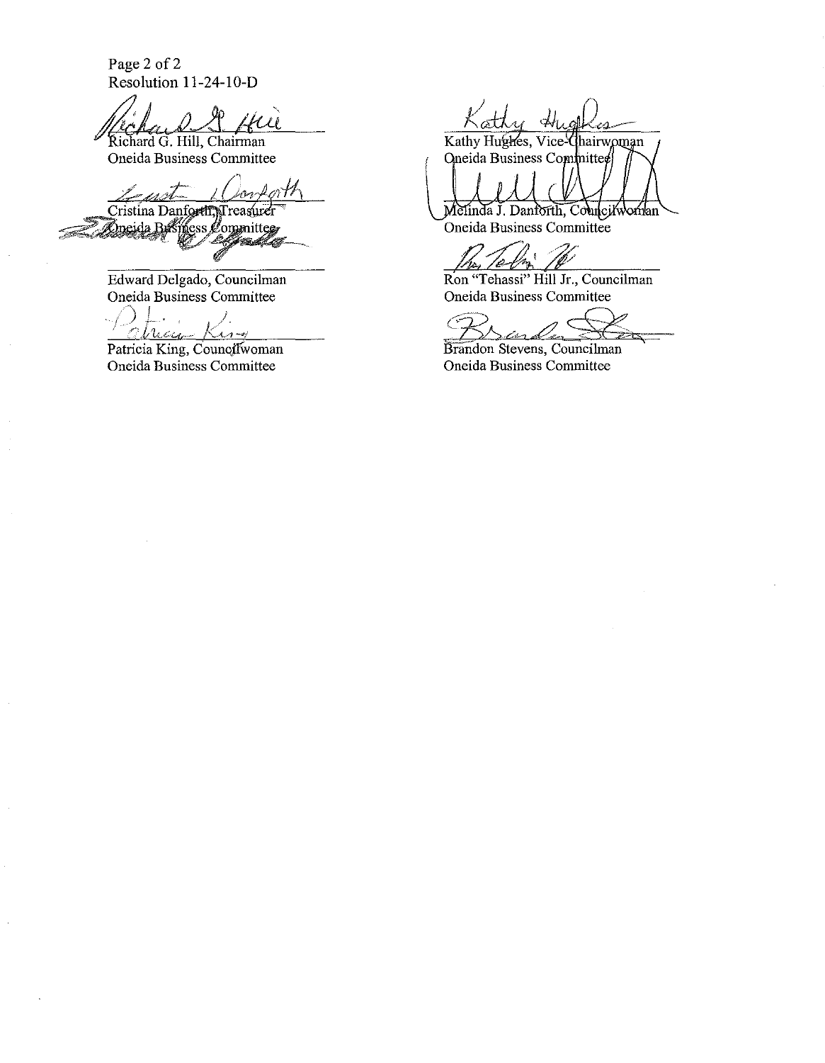Page 2 of 2
Resolution 11-24-10-D

Richard G. Hill, Chairman
Oneida Business Committee

Kathy Hughes, Vice-Chairwoman
Oneida Business Committee

Cristina Danforth, Treasurer
Oneida Business Committee

Melinda J. Danforth, Councilwoman
Oneida Business Committee

Edward Delgado, Councilman
Oneida Business Committee

Ron "Tehassi" Hill Jr., Councilman
Oneida Business Committee

Patricia King, Councilwoman
Oneida Business Committee

Brandon Stevens, Councilman
Oneida Business Committee